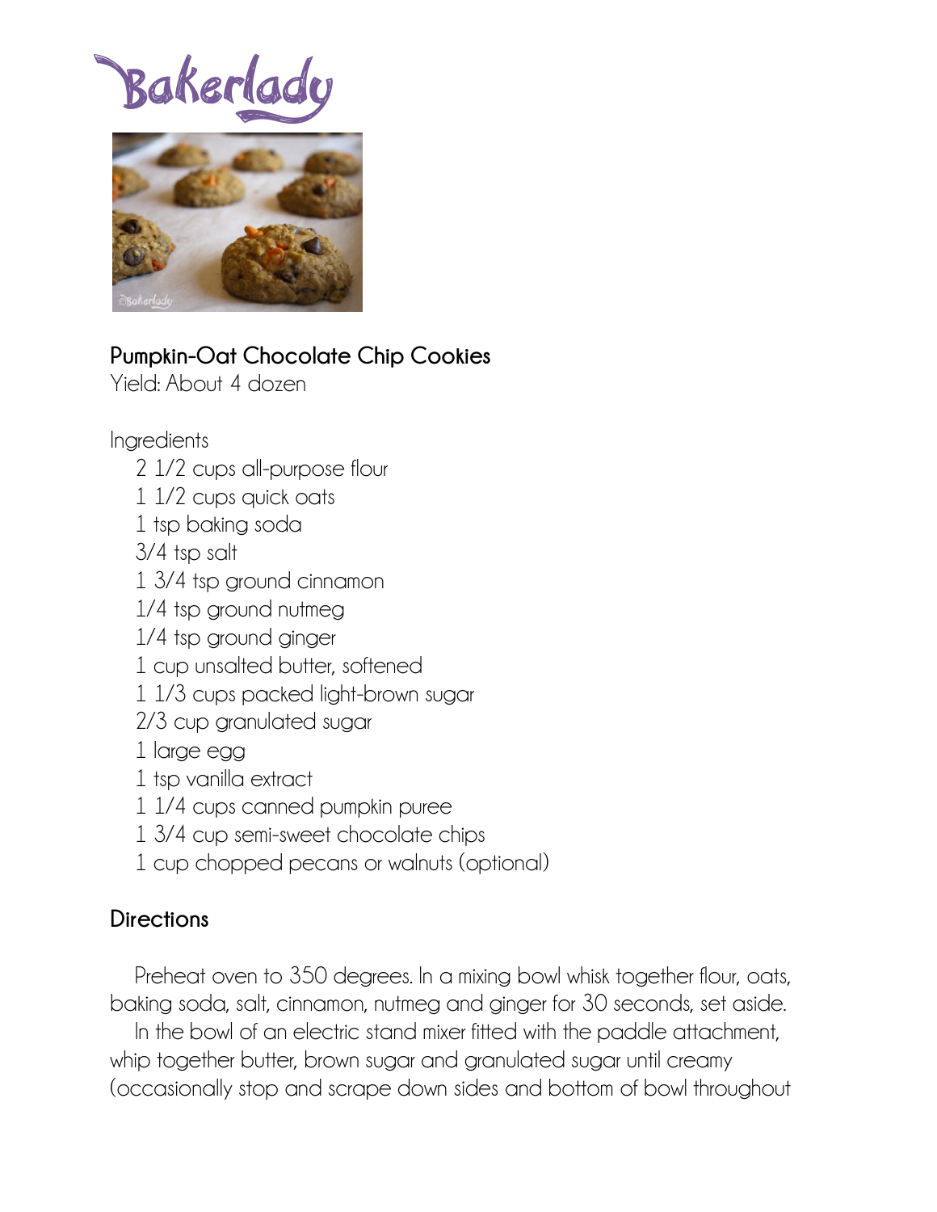Bakerlady

**Pumpkin-Oat Chocolate Chip Cookies**
Yield: About 4 dozen

Ingredients

- 2 1/2 cups all-purpose flour
- 1 1/2 cups quick oats
- 1 tsp baking soda
- 3/4 tsp salt
- 1 3/4 tsp ground cinnamon
- 1/4 tsp ground nutmeg
- 1/4 tsp ground ginger
- 1 cup unsalted butter, softened
- 1 1/3 cups packed light-brown sugar
- 2/3 cup granulated sugar
- 1 large egg
- 1 tsp vanilla extract
- 1 1/4 cups canned pumpkin puree
- 1 3/4 cup semi-sweet chocolate chips
- 1 cup chopped pecans or walnuts (optional)

## Directions

Preheat oven to 350 degrees. In a mixing bowl whisk together flour, oats, baking soda, salt, cinnamon, nutmeg and ginger for 30 seconds, set aside.

In the bowl of an electric stand mixer fitted with the paddle attachment, whip together butter, brown sugar and granulated sugar until creamy (occasionally stop and scrape down sides and bottom of bowl throughout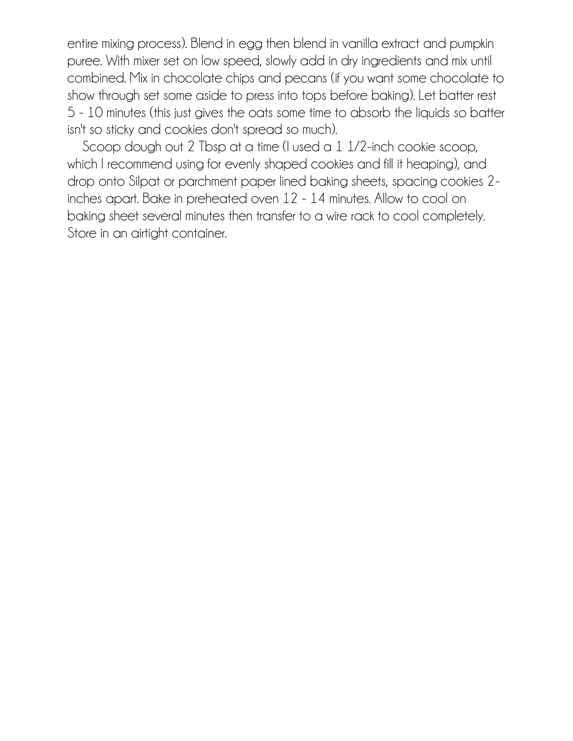entire mixing process). Blend in egg then blend in vanilla extract and pumpkin puree. With mixer set on low speed, slowly add in dry ingredients and mix until combined. Mix in chocolate chips and pecans (if you want some chocolate to show through set some aside to press into tops before baking). Let batter rest 5 - 10 minutes (this just gives the oats some time to absorb the liquids so batter isn't so sticky and cookies don't spread so much).

Scoop dough out 2 Tbsp at a time (I used a 1 1/2-inch cookie scoop, which I recommend using for evenly shaped cookies and fill it heaping), and drop onto Silpat or parchment paper lined baking sheets, spacing cookies 2-inches apart. Bake in preheated oven 12 - 14 minutes. Allow to cool on baking sheet several minutes then transfer to a wire rack to cool completely. Store in an airtight container.